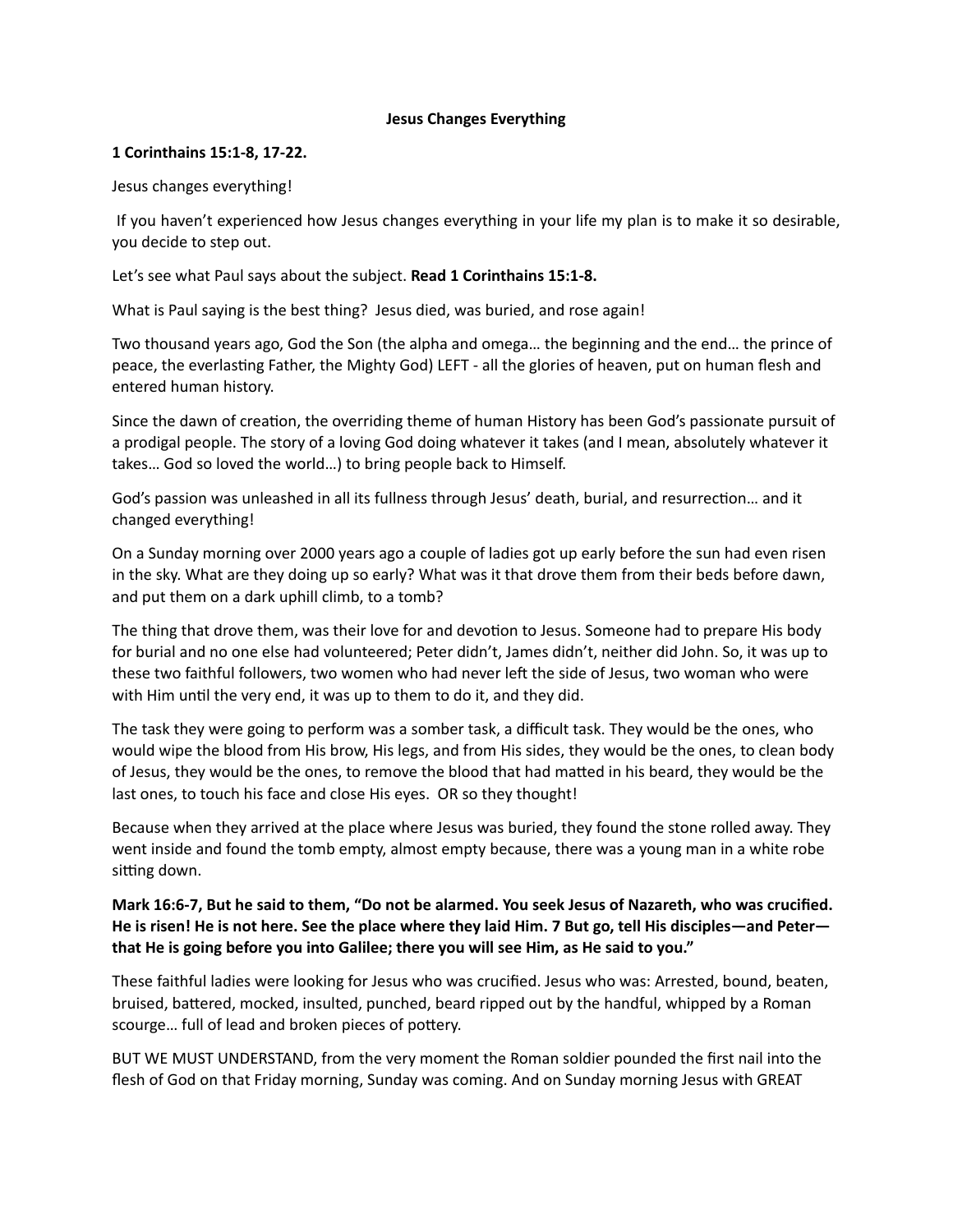**Jesus Changes Everything**

**1 Corinthains 15:1-8, 17-22.**

Jesus changes everything!

If you haven't experienced how Jesus changes everything in your life my plan is to make it so desirable, you decide to step out.

Let's see what Paul says about the subject. **Read 1 Corinthains 15:1-8.**

What is Paul saying is the best thing? Jesus died, was buried, and rose again!

Two thousand years ago, God the Son (the alpha and omega… the beginning and the end… the prince of peace, the everlasting Father, the Mighty God) LEFT - all the glories of heaven, put on human flesh and entered human history.

Since the dawn of creation, the overriding theme of human History has been God's passionate pursuit of a prodigal people. The story of a loving God doing whatever it takes (and I mean, absolutely whatever it takes… God so loved the world…) to bring people back to Himself.

God's passion was unleashed in all its fullness through Jesus' death, burial, and resurrection… and it changed everything!

On a Sunday morning over 2000 years ago a couple of ladies got up early before the sun had even risen in the sky. What are they doing up so early? What was it that drove them from their beds before dawn, and put them on a dark uphill climb, to a tomb?

The thing that drove them, was their love for and devotion to Jesus. Someone had to prepare His body for burial and no one else had volunteered; Peter didn't, James didn't, neither did John. So, it was up to these two faithful followers, two women who had never left the side of Jesus, two woman who were with Him until the very end, it was up to them to do it, and they did.

The task they were going to perform was a somber task, a difficult task. They would be the ones, who would wipe the blood from His brow, His legs, and from His sides, they would be the ones, to clean body of Jesus, they would be the ones, to remove the blood that had matted in his beard, they would be the last ones, to touch his face and close His eyes. OR so they thought!

Because when they arrived at the place where Jesus was buried, they found the stone rolled away. They went inside and found the tomb empty, almost empty because, there was a young man in a white robe sitting down.

**Mark 16:6-7, But he said to them, "Do not be alarmed. You seek Jesus of Nazareth, who was crucified. He is risen! He is not here. See the place where they laid Him. 7 But go, tell His disciples—and Peter—that He is going before you into Galilee; there you will see Him, as He said to you."**

These faithful ladies were looking for Jesus who was crucified. Jesus who was: Arrested, bound, beaten, bruised, battered, mocked, insulted, punched, beard ripped out by the handful, whipped by a Roman scourge… full of lead and broken pieces of pottery.

BUT WE MUST UNDERSTAND, from the very moment the Roman soldier pounded the first nail into the flesh of God on that Friday morning, Sunday was coming. And on Sunday morning Jesus with GREAT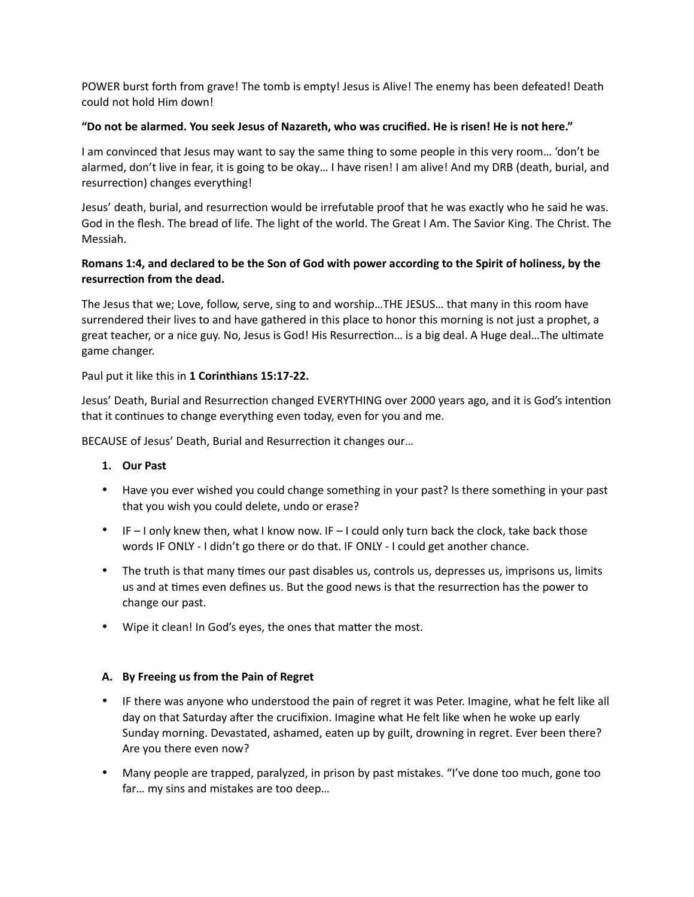POWER burst forth from grave! The tomb is empty! Jesus is Alive! The enemy has been defeated! Death could not hold Him down!

**"Do not be alarmed. You seek Jesus of Nazareth, who was crucified. He is risen! He is not here."**

I am convinced that Jesus may want to say the same thing to some people in this very room… 'don't be alarmed, don't live in fear, it is going to be okay… I have risen! I am alive! And my DRB (death, burial, and resurrection) changes everything!

Jesus' death, burial, and resurrection would be irrefutable proof that he was exactly who he said he was. God in the flesh. The bread of life. The light of the world. The Great I Am. The Savior King. The Christ. The Messiah.

**Romans 1:4, and declared to be the Son of God with power according to the Spirit of holiness, by the resurrection from the dead.**

The Jesus that we; Love, follow, serve, sing to and worship…THE JESUS… that many in this room have surrendered their lives to and have gathered in this place to honor this morning is not just a prophet, a great teacher, or a nice guy. No, Jesus is God! His Resurrection… is a big deal. A Huge deal…The ultimate game changer.

Paul put it like this in **1 Corinthians 15:17-22.**

Jesus' Death, Burial and Resurrection changed EVERYTHING over 2000 years ago, and it is God's intention that it continues to change everything even today, even for you and me.

BECAUSE of Jesus' Death, Burial and Resurrection it changes our…

1. **Our Past**

- Have you ever wished you could change something in your past? Is there something in your past that you wish you could delete, undo or erase?
- IF – I only knew then, what I know now. IF – I could only turn back the clock, take back those words IF ONLY - I didn't go there or do that. IF ONLY - I could get another chance.
- The truth is that many times our past disables us, controls us, depresses us, imprisons us, limits us and at times even defines us. But the good news is that the resurrection has the power to change our past.
- Wipe it clean! In God's eyes, the ones that matter the most.

**A. By Freeing us from the Pain of Regret**

- IF there was anyone who understood the pain of regret it was Peter. Imagine, what he felt like all day on that Saturday after the crucifixion. Imagine what He felt like when he woke up early Sunday morning. Devastated, ashamed, eaten up by guilt, drowning in regret. Ever been there? Are you there even now?
- Many people are trapped, paralyzed, in prison by past mistakes. "I've done too much, gone too far… my sins and mistakes are too deep…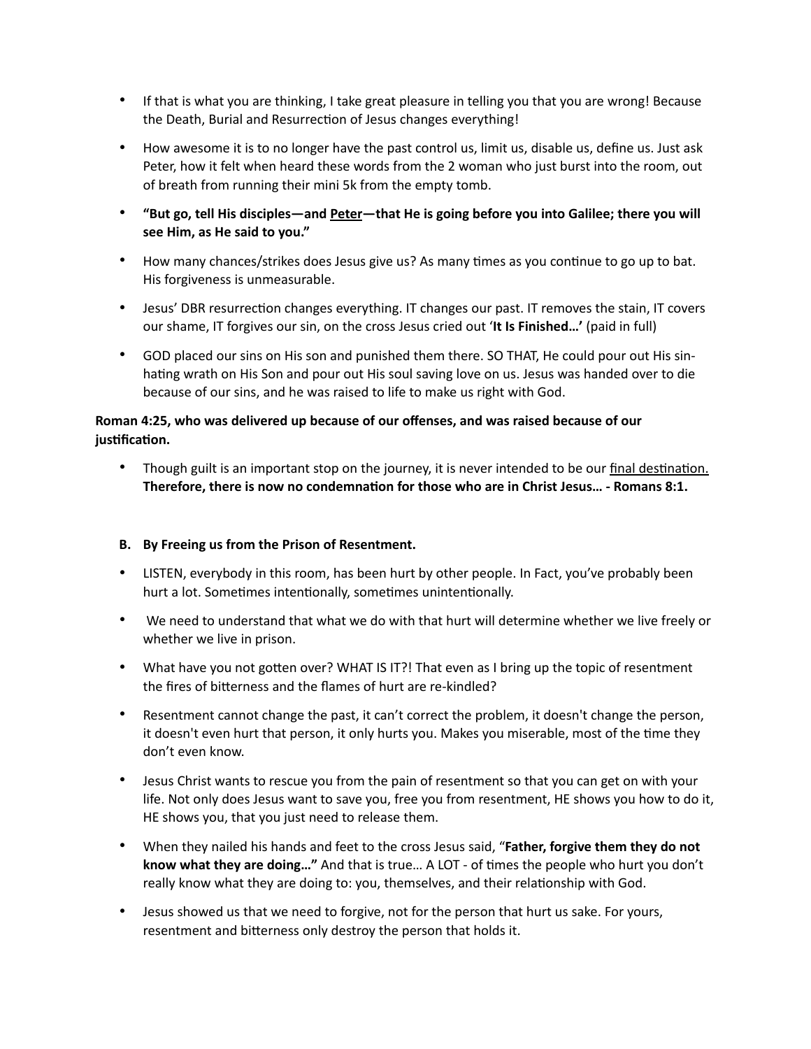- If that is what you are thinking, I take great pleasure in telling you that you are wrong! Because the Death, Burial and Resurrection of Jesus changes everything!
- How awesome it is to no longer have the past control us, limit us, disable us, define us. Just ask Peter, how it felt when heard these words from the 2 woman who just burst into the room, out of breath from running their mini 5k from the empty tomb.
- **"But go, tell His disciples—and <u>Peter</u>—that He is going before you into Galilee; there you will see Him, as He said to you."**
- How many chances/strikes does Jesus give us? As many times as you continue to go up to bat. His forgiveness is unmeasurable.
- Jesus' DBR resurrection changes everything. IT changes our past. IT removes the stain, IT covers our shame, IT forgives our sin, on the cross Jesus cried out '**It Is Finished…'** (paid in full)
- GOD placed our sins on His son and punished them there. SO THAT, He could pour out His sin-hating wrath on His Son and pour out His soul saving love on us. Jesus was handed over to die because of our sins, and he was raised to life to make us right with God.

**Roman 4:25, who was delivered up because of our offenses, and was raised because of our justification.**

- Though guilt is an important stop on the journey, it is never intended to be our <u>final destination.</u> **Therefore, there is now no condemnation for those who are in Christ Jesus… - Romans 8:1.**

**B. By Freeing us from the Prison of Resentment.**

- LISTEN, everybody in this room, has been hurt by other people. In Fact, you've probably been hurt a lot. Sometimes intentionally, sometimes unintentionally.
- We need to understand that what we do with that hurt will determine whether we live freely or whether we live in prison.
- What have you not gotten over? WHAT IS IT?! That even as I bring up the topic of resentment the fires of bitterness and the flames of hurt are re-kindled?
- Resentment cannot change the past, it can't correct the problem, it doesn't change the person, it doesn't even hurt that person, it only hurts you. Makes you miserable, most of the time they don't even know.
- Jesus Christ wants to rescue you from the pain of resentment so that you can get on with your life. Not only does Jesus want to save you, free you from resentment, HE shows you how to do it, HE shows you, that you just need to release them.
- When they nailed his hands and feet to the cross Jesus said, "**Father, forgive them they do not know what they are doing…"** And that is true… A LOT - of times the people who hurt you don't really know what they are doing to: you, themselves, and their relationship with God.
- Jesus showed us that we need to forgive, not for the person that hurt us sake. For yours, resentment and bitterness only destroy the person that holds it.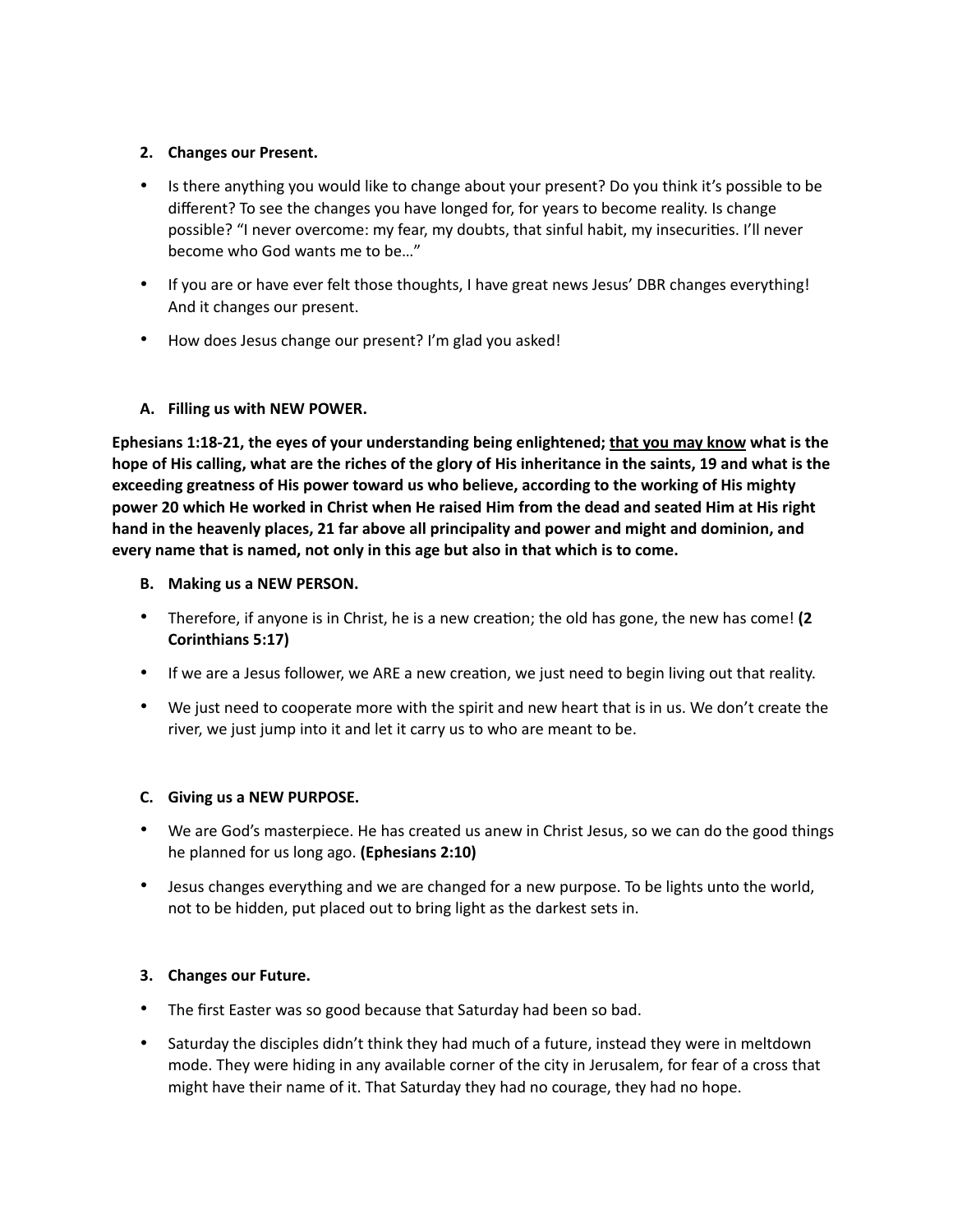2. **Changes our Present.**

- Is there anything you would like to change about your present? Do you think it's possible to be different? To see the changes you have longed for, for years to become reality. Is change possible? "I never overcome: my fear, my doubts, that sinful habit, my insecurities. I'll never become who God wants me to be…"
- If you are or have ever felt those thoughts, I have great news Jesus' DBR changes everything! And it changes our present.
- How does Jesus change our present? I'm glad you asked!

A. **Filling us with NEW POWER.**

**Ephesians 1:18-21, the eyes of your understanding being enlightened; <u>that you may know</u> what is the hope of His calling, what are the riches of the glory of His inheritance in the saints, 19 and what is the exceeding greatness of His power toward us who believe, according to the working of His mighty power 20 which He worked in Christ when He raised Him from the dead and seated Him at His right hand in the heavenly places, 21 far above all principality and power and might and dominion, and every name that is named, not only in this age but also in that which is to come.**

B. **Making us a NEW PERSON.**

- Therefore, if anyone is in Christ, he is a new creation; the old has gone, the new has come! **(2 Corinthians 5:17)**
- If we are a Jesus follower, we ARE a new creation, we just need to begin living out that reality.
- We just need to cooperate more with the spirit and new heart that is in us. We don't create the river, we just jump into it and let it carry us to who are meant to be.

C. **Giving us a NEW PURPOSE.**

- We are God's masterpiece. He has created us anew in Christ Jesus, so we can do the good things he planned for us long ago. **(Ephesians 2:10)**
- Jesus changes everything and we are changed for a new purpose. To be lights unto the world, not to be hidden, put placed out to bring light as the darkest sets in.

3. **Changes our Future.**

- The first Easter was so good because that Saturday had been so bad.
- Saturday the disciples didn't think they had much of a future, instead they were in meltdown mode. They were hiding in any available corner of the city in Jerusalem, for fear of a cross that might have their name of it. That Saturday they had no courage, they had no hope.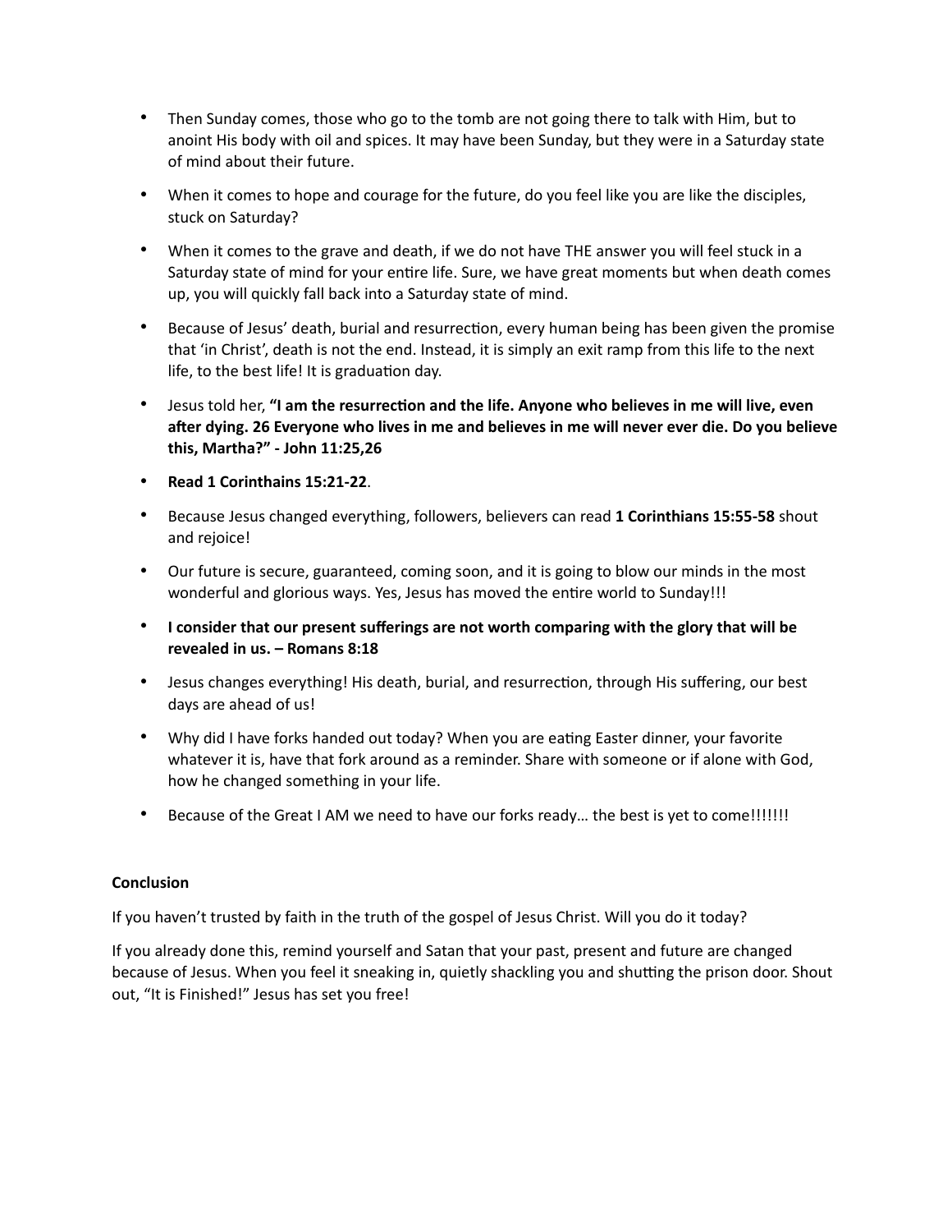- Then Sunday comes, those who go to the tomb are not going there to talk with Him, but to anoint His body with oil and spices. It may have been Sunday, but they were in a Saturday state of mind about their future.
- When it comes to hope and courage for the future, do you feel like you are like the disciples, stuck on Saturday?
- When it comes to the grave and death, if we do not have THE answer you will feel stuck in a Saturday state of mind for your entire life. Sure, we have great moments but when death comes up, you will quickly fall back into a Saturday state of mind.
- Because of Jesus' death, burial and resurrection, every human being has been given the promise that 'in Christ', death is not the end. Instead, it is simply an exit ramp from this life to the next life, to the best life! It is graduation day.
- Jesus told her, **"I am the resurrection and the life. Anyone who believes in me will live, even after dying. 26 Everyone who lives in me and believes in me will never ever die. Do you believe this, Martha?" - John 11:25,26**
- **Read 1 Corinthains 15:21-22**.
- Because Jesus changed everything, followers, believers can read **1 Corinthians 15:55-58** shout and rejoice!
- Our future is secure, guaranteed, coming soon, and it is going to blow our minds in the most wonderful and glorious ways. Yes, Jesus has moved the entire world to Sunday!!!
- **I consider that our present sufferings are not worth comparing with the glory that will be revealed in us. – Romans 8:18**
- Jesus changes everything! His death, burial, and resurrection, through His suffering, our best days are ahead of us!
- Why did I have forks handed out today? When you are eating Easter dinner, your favorite whatever it is, have that fork around as a reminder. Share with someone or if alone with God, how he changed something in your life.
- Because of the Great I AM we need to have our forks ready… the best is yet to come!!!!!!!

**Conclusion**

If you haven't trusted by faith in the truth of the gospel of Jesus Christ. Will you do it today?

If you already done this, remind yourself and Satan that your past, present and future are changed because of Jesus. When you feel it sneaking in, quietly shackling you and shutting the prison door. Shout out, "It is Finished!" Jesus has set you free!